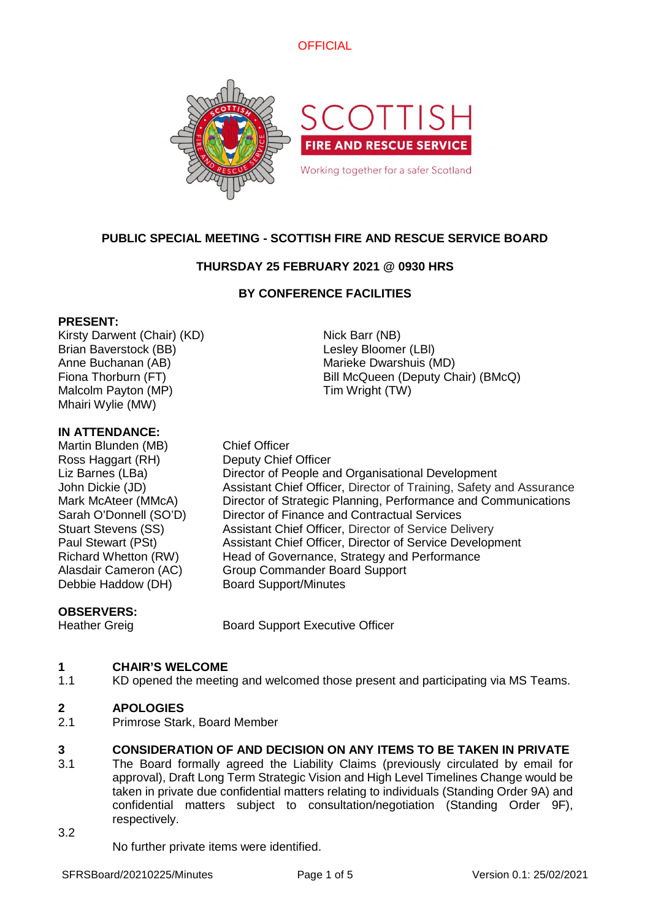OFFICIAL

SCOTTISH FIRE AND RESCUE SERVICE

Working together for a safer Scotland

## PUBLIC SPECIAL MEETING - SCOTTISH FIRE AND RESCUE SERVICE BOARD

**THURSDAY 25 FEBRUARY 2021 @ 0930 HRS**

**BY CONFERENCE FACILITIES**

**PRESENT:**

Kirsty Darwent (Chair) (KD)
Brian Baverstock (BB)
Anne Buchanan (AB)
Fiona Thorburn (FT)
Malcolm Payton (MP)
Mhairi Wylie (MW)
Nick Barr (NB)
Lesley Bloomer (LBl)
Marieke Dwarshuis (MD)
Bill McQueen (Deputy Chair) (BMcQ)
Tim Wright (TW)

**IN ATTENDANCE:**

| | |
|---|---|
| Martin Blunden (MB) | Chief Officer |
| Ross Haggart (RH) | Deputy Chief Officer |
| Liz Barnes (LBa) | Director of People and Organisational Development |
| John Dickie (JD) | Assistant Chief Officer, Director of Training, Safety and Assurance |
| Mark McAteer (MMcA) | Director of Strategic Planning, Performance and Communications |
| Sarah O'Donnell (SO'D) | Director of Finance and Contractual Services |
| Stuart Stevens (SS) | Assistant Chief Officer, Director of Service Delivery |
| Paul Stewart (PSt) | Assistant Chief Officer, Director of Service Development |
| Richard Whetton (RW) | Head of Governance, Strategy and Performance |
| Alasdair Cameron (AC) | Group Commander Board Support |
| Debbie Haddow (DH) | Board Support/Minutes |

**OBSERVERS:**

| | |
|---|---|
| Heather Greig | Board Support Executive Officer |

**1 CHAIR'S WELCOME**

1.1 KD opened the meeting and welcomed those present and participating via MS Teams.

**2 APOLOGIES**

2.1 Primrose Stark, Board Member

**3 CONSIDERATION OF AND DECISION ON ANY ITEMS TO BE TAKEN IN PRIVATE**

3.1 The Board formally agreed the Liability Claims (previously circulated by email for approval), Draft Long Term Strategic Vision and High Level Timelines Change would be taken in private due confidential matters relating to individuals (Standing Order 9A) and confidential matters subject to consultation/negotiation (Standing Order 9F), respectively.

3.2 No further private items were identified.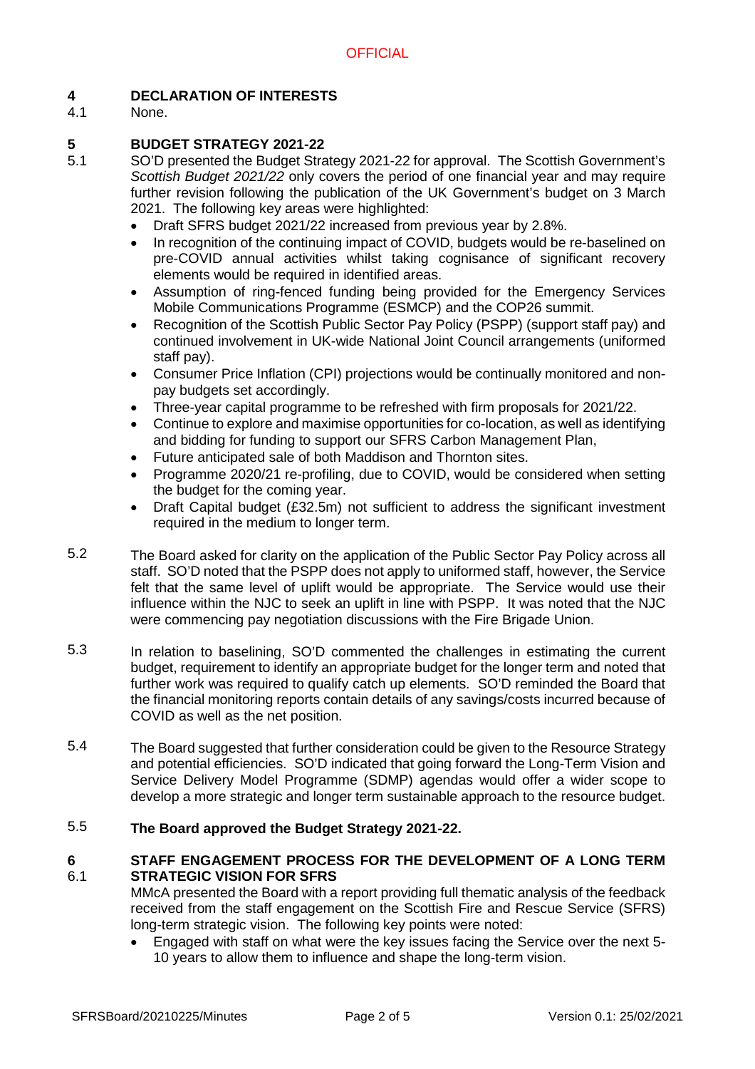## 4 DECLARATION OF INTERESTS

4.1 None.

## 5 BUDGET STRATEGY 2021-22

5.1 SO'D presented the Budget Strategy 2021-22 for approval. The Scottish Government's *Scottish Budget 2021/22* only covers the period of one financial year and may require further revision following the publication of the UK Government's budget on 3 March 2021. The following key areas were highlighted:

- Draft SFRS budget 2021/22 increased from previous year by 2.8%.
- In recognition of the continuing impact of COVID, budgets would be re-baselined on pre-COVID annual activities whilst taking cognisance of significant recovery elements would be required in identified areas.
- Assumption of ring-fenced funding being provided for the Emergency Services Mobile Communications Programme (ESMCP) and the COP26 summit.
- Recognition of the Scottish Public Sector Pay Policy (PSPP) (support staff pay) and continued involvement in UK-wide National Joint Council arrangements (uniformed staff pay).
- Consumer Price Inflation (CPI) projections would be continually monitored and non-pay budgets set accordingly.
- Three-year capital programme to be refreshed with firm proposals for 2021/22.
- Continue to explore and maximise opportunities for co-location, as well as identifying and bidding for funding to support our SFRS Carbon Management Plan,
- Future anticipated sale of both Maddison and Thornton sites.
- Programme 2020/21 re-profiling, due to COVID, would be considered when setting the budget for the coming year.
- Draft Capital budget (£32.5m) not sufficient to address the significant investment required in the medium to longer term.

5.2 The Board asked for clarity on the application of the Public Sector Pay Policy across all staff. SO'D noted that the PSPP does not apply to uniformed staff, however, the Service felt that the same level of uplift would be appropriate. The Service would use their influence within the NJC to seek an uplift in line with PSPP. It was noted that the NJC were commencing pay negotiation discussions with the Fire Brigade Union.

5.3 In relation to baselining, SO'D commented the challenges in estimating the current budget, requirement to identify an appropriate budget for the longer term and noted that further work was required to qualify catch up elements. SO'D reminded the Board that the financial monitoring reports contain details of any savings/costs incurred because of COVID as well as the net position.

5.4 The Board suggested that further consideration could be given to the Resource Strategy and potential efficiencies. SO'D indicated that going forward the Long-Term Vision and Service Delivery Model Programme (SDMP) agendas would offer a wider scope to develop a more strategic and longer term sustainable approach to the resource budget.

5.5 **The Board approved the Budget Strategy 2021-22.**

## 6 STAFF ENGAGEMENT PROCESS FOR THE DEVELOPMENT OF A LONG TERM STRATEGIC VISION FOR SFRS

6.1 MMcA presented the Board with a report providing full thematic analysis of the feedback received from the staff engagement on the Scottish Fire and Rescue Service (SFRS) long-term strategic vision. The following key points were noted:

- Engaged with staff on what were the key issues facing the Service over the next 5-10 years to allow them to influence and shape the long-term vision.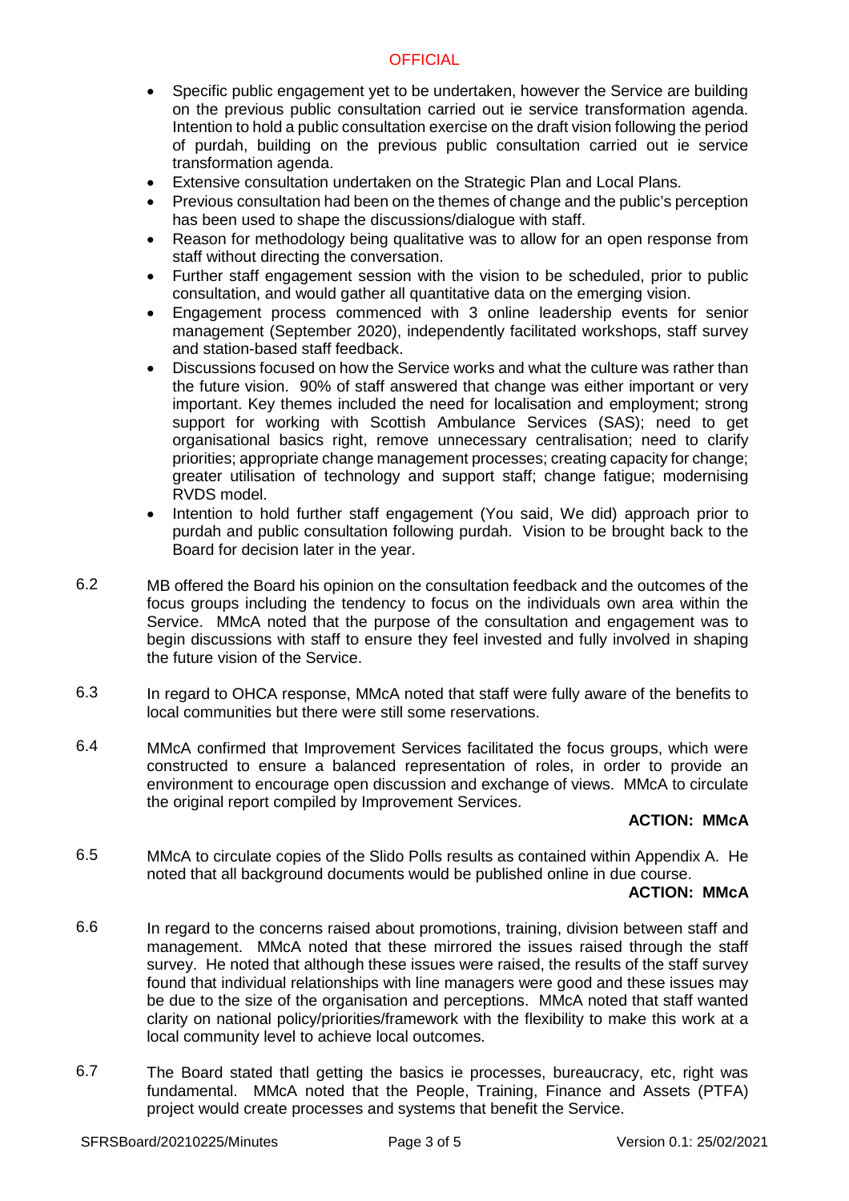- Specific public engagement yet to be undertaken, however the Service are building on the previous public consultation carried out ie service transformation agenda. Intention to hold a public consultation exercise on the draft vision following the period of purdah, building on the previous public consultation carried out ie service transformation agenda.
- Extensive consultation undertaken on the Strategic Plan and Local Plans.
- Previous consultation had been on the themes of change and the public's perception has been used to shape the discussions/dialogue with staff.
- Reason for methodology being qualitative was to allow for an open response from staff without directing the conversation.
- Further staff engagement session with the vision to be scheduled, prior to public consultation, and would gather all quantitative data on the emerging vision.
- Engagement process commenced with 3 online leadership events for senior management (September 2020), independently facilitated workshops, staff survey and station-based staff feedback.
- Discussions focused on how the Service works and what the culture was rather than the future vision. 90% of staff answered that change was either important or very important. Key themes included the need for localisation and employment; strong support for working with Scottish Ambulance Services (SAS); need to get organisational basics right, remove unnecessary centralisation; need to clarify priorities; appropriate change management processes; creating capacity for change; greater utilisation of technology and support staff; change fatigue; modernising RVDS model.
- Intention to hold further staff engagement (You said, We did) approach prior to purdah and public consultation following purdah. Vision to be brought back to the Board for decision later in the year.

6.2 MB offered the Board his opinion on the consultation feedback and the outcomes of the focus groups including the tendency to focus on the individuals own area within the Service. MMcA noted that the purpose of the consultation and engagement was to begin discussions with staff to ensure they feel invested and fully involved in shaping the future vision of the Service.

6.3 In regard to OHCA response, MMcA noted that staff were fully aware of the benefits to local communities but there were still some reservations.

6.4 MMcA confirmed that Improvement Services facilitated the focus groups, which were constructed to ensure a balanced representation of roles, in order to provide an environment to encourage open discussion and exchange of views. MMcA to circulate the original report compiled by Improvement Services.

**ACTION: MMcA**

6.5 MMcA to circulate copies of the Slido Polls results as contained within Appendix A. He noted that all background documents would be published online in due course.

**ACTION: MMcA**

6.6 In regard to the concerns raised about promotions, training, division between staff and management. MMcA noted that these mirrored the issues raised through the staff survey. He noted that although these issues were raised, the results of the staff survey found that individual relationships with line managers were good and these issues may be due to the size of the organisation and perceptions. MMcA noted that staff wanted clarity on national policy/priorities/framework with the flexibility to make this work at a local community level to achieve local outcomes.

6.7 The Board stated thatl getting the basics ie processes, bureaucracy, etc, right was fundamental. MMcA noted that the People, Training, Finance and Assets (PTFA) project would create processes and systems that benefit the Service.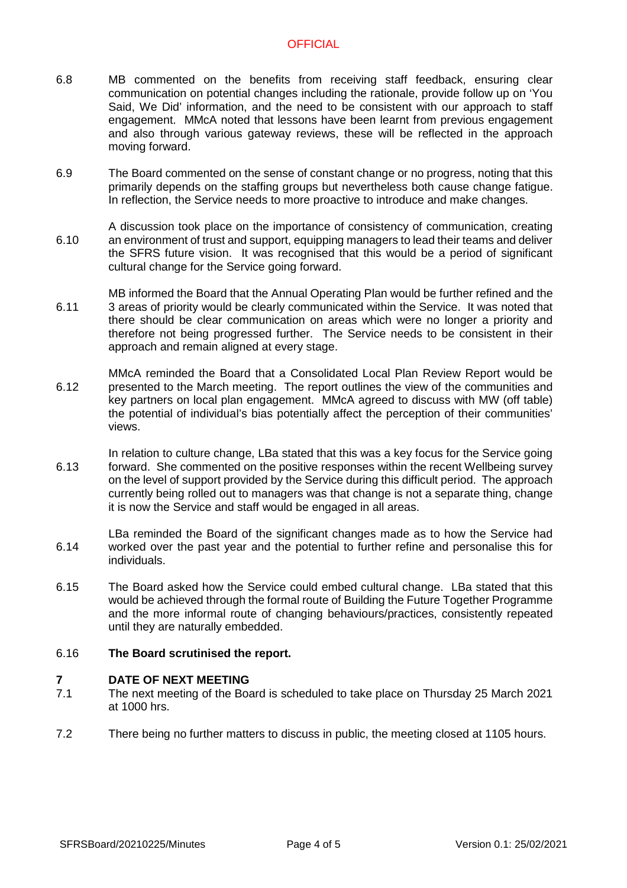6.8 MB commented on the benefits from receiving staff feedback, ensuring clear communication on potential changes including the rationale, provide follow up on 'You Said, We Did' information, and the need to be consistent with our approach to staff engagement. MMcA noted that lessons have been learnt from previous engagement and also through various gateway reviews, these will be reflected in the approach moving forward.

6.9 The Board commented on the sense of constant change or no progress, noting that this primarily depends on the staffing groups but nevertheless both cause change fatigue. In reflection, the Service needs to more proactive to introduce and make changes.

6.10 A discussion took place on the importance of consistency of communication, creating an environment of trust and support, equipping managers to lead their teams and deliver the SFRS future vision. It was recognised that this would be a period of significant cultural change for the Service going forward.

6.11 MB informed the Board that the Annual Operating Plan would be further refined and the 3 areas of priority would be clearly communicated within the Service. It was noted that there should be clear communication on areas which were no longer a priority and therefore not being progressed further. The Service needs to be consistent in their approach and remain aligned at every stage.

6.12 MMcA reminded the Board that a Consolidated Local Plan Review Report would be presented to the March meeting. The report outlines the view of the communities and key partners on local plan engagement. MMcA agreed to discuss with MW (off table) the potential of individual's bias potentially affect the perception of their communities' views.

6.13 In relation to culture change, LBa stated that this was a key focus for the Service going forward. She commented on the positive responses within the recent Wellbeing survey on the level of support provided by the Service during this difficult period. The approach currently being rolled out to managers was that change is not a separate thing, change it is now the Service and staff would be engaged in all areas.

6.14 LBa reminded the Board of the significant changes made as to how the Service had worked over the past year and the potential to further refine and personalise this for individuals.

6.15 The Board asked how the Service could embed cultural change. LBa stated that this would be achieved through the formal route of Building the Future Together Programme and the more informal route of changing behaviours/practices, consistently repeated until they are naturally embedded.

6.16 **The Board scrutinised the report.**

## 7 DATE OF NEXT MEETING

7.1 The next meeting of the Board is scheduled to take place on Thursday 25 March 2021 at 1000 hrs.

7.2 There being no further matters to discuss in public, the meeting closed at 1105 hours.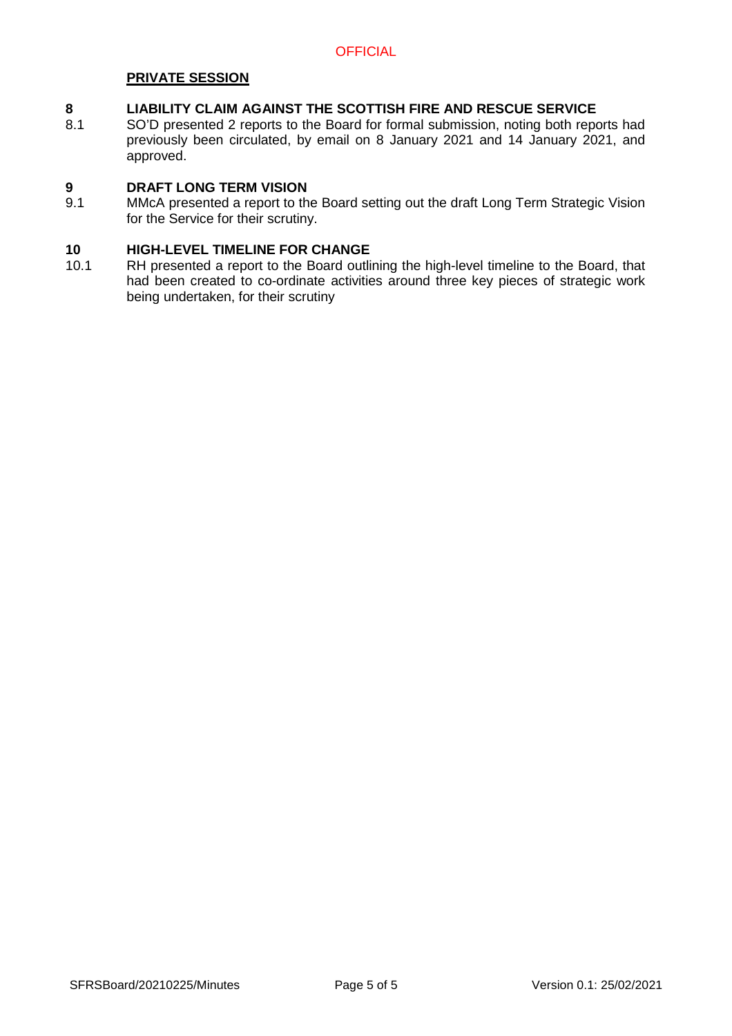**PRIVATE SESSION**

**8 LIABILITY CLAIM AGAINST THE SCOTTISH FIRE AND RESCUE SERVICE**

8.1 SO'D presented 2 reports to the Board for formal submission, noting both reports had previously been circulated, by email on 8 January 2021 and 14 January 2021, and approved.

**9 DRAFT LONG TERM VISION**

9.1 MMcA presented a report to the Board setting out the draft Long Term Strategic Vision for the Service for their scrutiny.

**10 HIGH-LEVEL TIMELINE FOR CHANGE**

10.1 RH presented a report to the Board outlining the high-level timeline to the Board, that had been created to co-ordinate activities around three key pieces of strategic work being undertaken, for their scrutiny